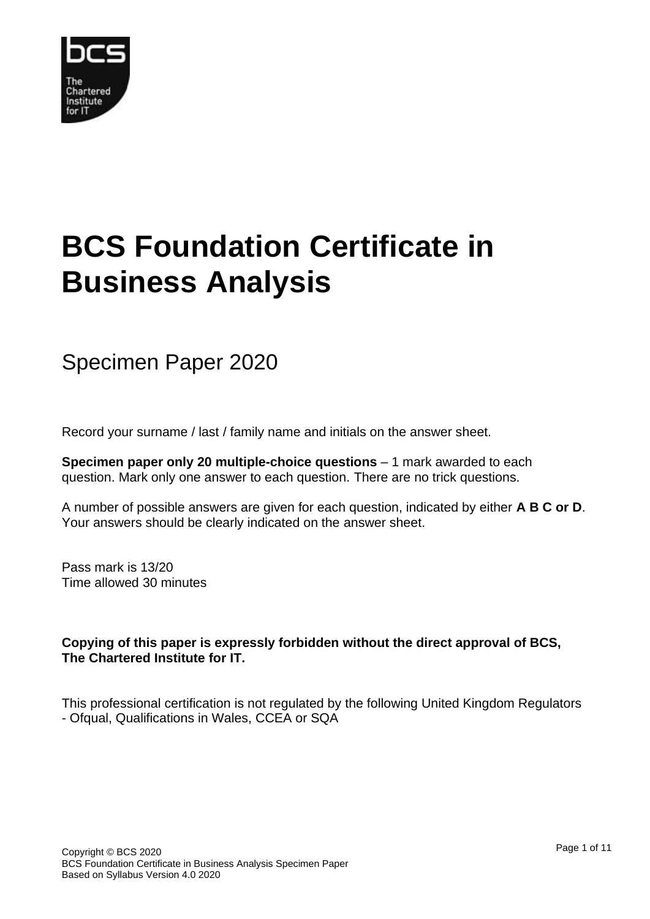# BCS Foundation Certificate in Business Analysis

## Specimen Paper 2020

Record your surname / last / family name and initials on the answer sheet.

**Specimen paper only 20 multiple-choice questions** – 1 mark awarded to each question. Mark only one answer to each question. There are no trick questions.

A number of possible answers are given for each question, indicated by either **A B C or D**. Your answers should be clearly indicated on the answer sheet.

Pass mark is 13/20
Time allowed 30 minutes

**Copying of this paper is expressly forbidden without the direct approval of BCS, The Chartered Institute for IT.**

This professional certification is not regulated by the following United Kingdom Regulators - Ofqual, Qualifications in Wales, CCEA or SQA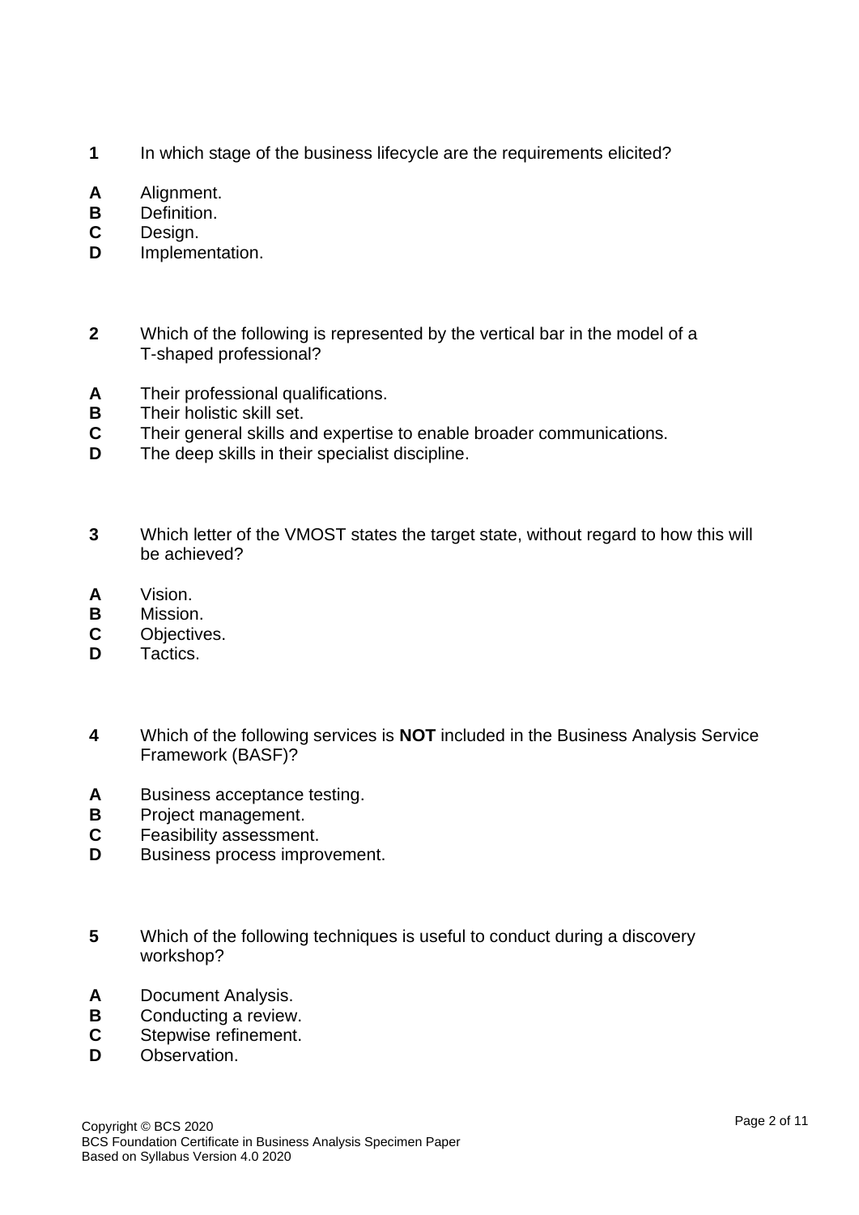**1** In which stage of the business lifecycle are the requirements elicited?

**A** Alignment.
**B** Definition.
**C** Design.
**D** Implementation.

**2** Which of the following is represented by the vertical bar in the model of a T-shaped professional?

**A** Their professional qualifications.
**B** Their holistic skill set.
**C** Their general skills and expertise to enable broader communications.
**D** The deep skills in their specialist discipline.

**3** Which letter of the VMOST states the target state, without regard to how this will be achieved?

**A** Vision.
**B** Mission.
**C** Objectives.
**D** Tactics.

**4** Which of the following services is **NOT** included in the Business Analysis Service Framework (BASF)?

**A** Business acceptance testing.
**B** Project management.
**C** Feasibility assessment.
**D** Business process improvement.

**5** Which of the following techniques is useful to conduct during a discovery workshop?

**A** Document Analysis.
**B** Conducting a review.
**C** Stepwise refinement.
**D** Observation.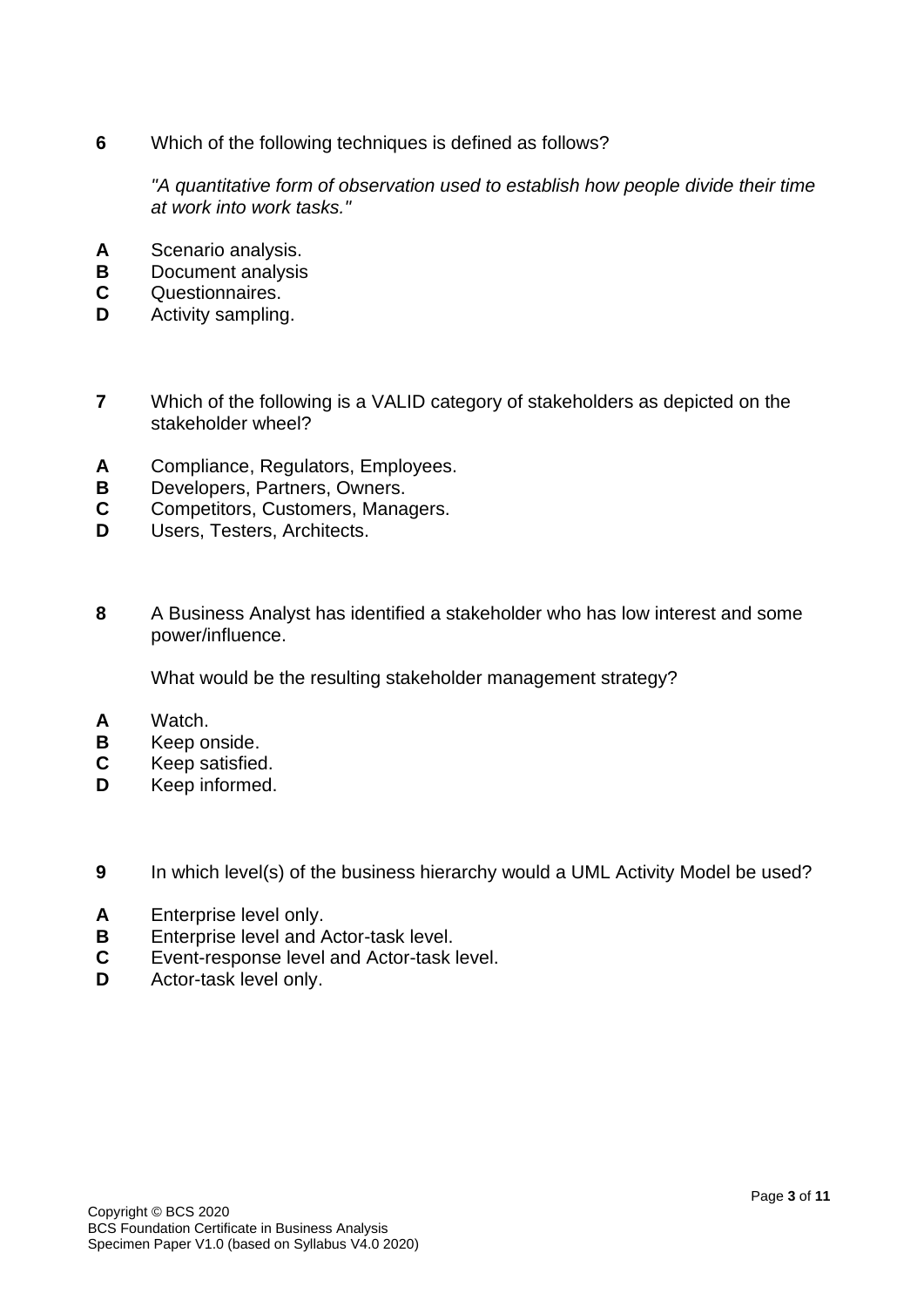**6** Which of the following techniques is defined as follows?

*"A quantitative form of observation used to establish how people divide their time at work into work tasks."*

**A** Scenario analysis.
**B** Document analysis
**C** Questionnaires.
**D** Activity sampling.

**7** Which of the following is a VALID category of stakeholders as depicted on the stakeholder wheel?

**A** Compliance, Regulators, Employees.
**B** Developers, Partners, Owners.
**C** Competitors, Customers, Managers.
**D** Users, Testers, Architects.

**8** A Business Analyst has identified a stakeholder who has low interest and some power/influence.

What would be the resulting stakeholder management strategy?

**A** Watch.
**B** Keep onside.
**C** Keep satisfied.
**D** Keep informed.

**9** In which level(s) of the business hierarchy would a UML Activity Model be used?

**A** Enterprise level only.
**B** Enterprise level and Actor-task level.
**C** Event-response level and Actor-task level.
**D** Actor-task level only.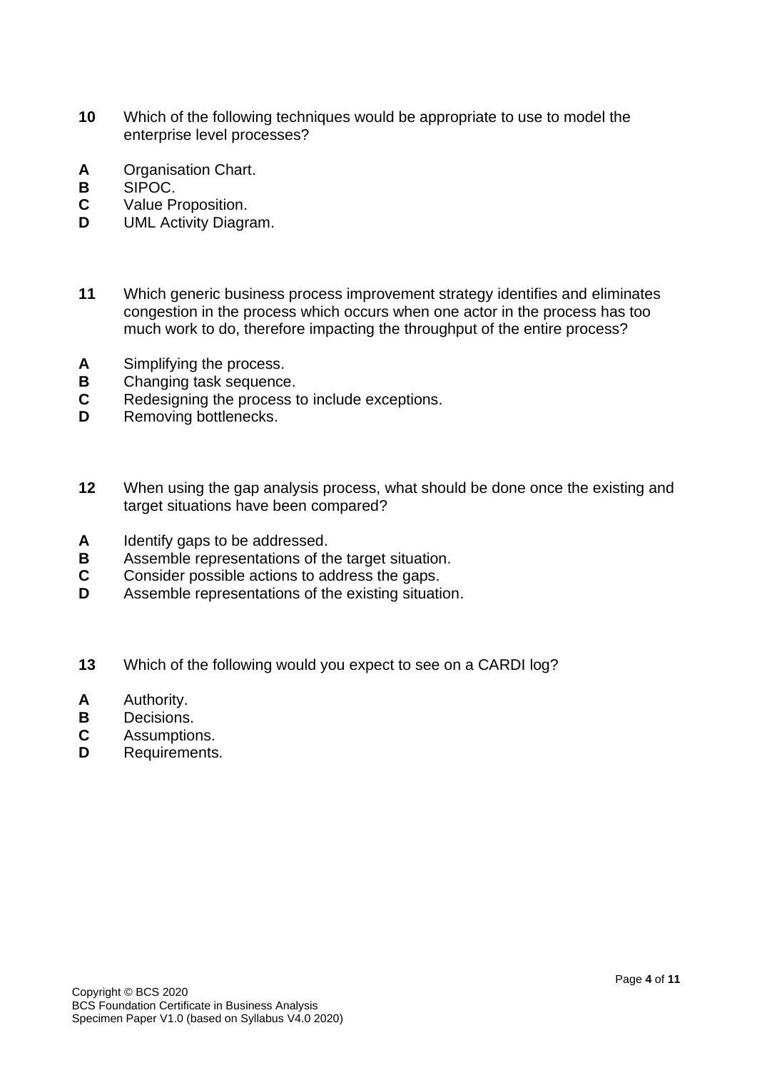**10** Which of the following techniques would be appropriate to use to model the enterprise level processes?

**A** Organisation Chart.
**B** SIPOC.
**C** Value Proposition.
**D** UML Activity Diagram.

**11** Which generic business process improvement strategy identifies and eliminates congestion in the process which occurs when one actor in the process has too much work to do, therefore impacting the throughput of the entire process?

**A** Simplifying the process.
**B** Changing task sequence.
**C** Redesigning the process to include exceptions.
**D** Removing bottlenecks.

**12** When using the gap analysis process, what should be done once the existing and target situations have been compared?

**A** Identify gaps to be addressed.
**B** Assemble representations of the target situation.
**C** Consider possible actions to address the gaps.
**D** Assemble representations of the existing situation.

**13** Which of the following would you expect to see on a CARDI log?

**A** Authority.
**B** Decisions.
**C** Assumptions.
**D** Requirements.

Copyright © BCS 2020
BCS Foundation Certificate in Business Analysis
Specimen Paper V1.0 (based on Syllabus V4.0 2020)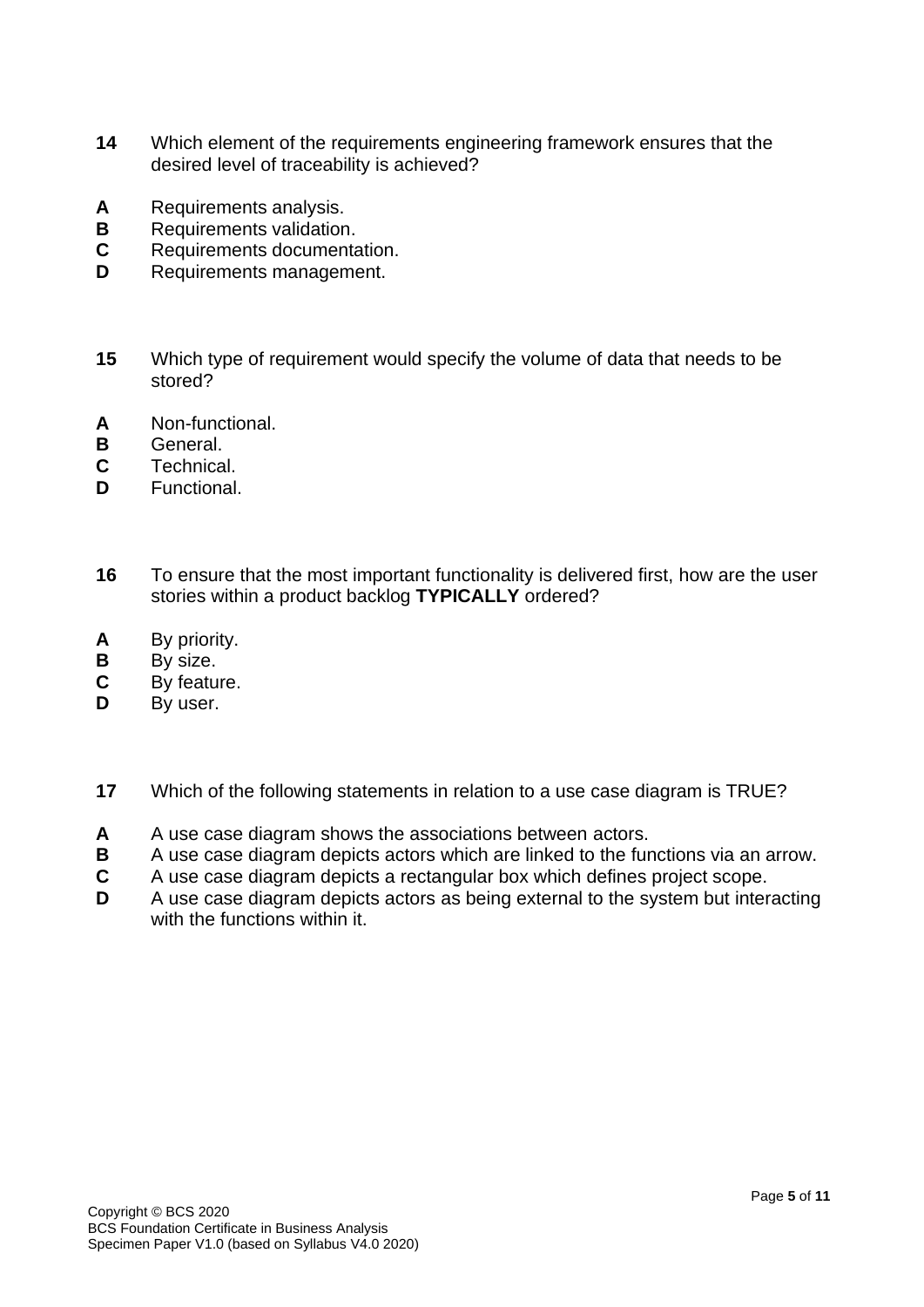**14** Which element of the requirements engineering framework ensures that the desired level of traceability is achieved?

**A** Requirements analysis.
**B** Requirements validation.
**C** Requirements documentation.
**D** Requirements management.

**15** Which type of requirement would specify the volume of data that needs to be stored?

**A** Non-functional.
**B** General.
**C** Technical.
**D** Functional.

**16** To ensure that the most important functionality is delivered first, how are the user stories within a product backlog **TYPICALLY** ordered?

**A** By priority.
**B** By size.
**C** By feature.
**D** By user.

**17** Which of the following statements in relation to a use case diagram is TRUE?

**A** A use case diagram shows the associations between actors.
**B** A use case diagram depicts actors which are linked to the functions via an arrow.
**C** A use case diagram depicts a rectangular box which defines project scope.
**D** A use case diagram depicts actors as being external to the system but interacting with the functions within it.

Copyright © BCS 2020
BCS Foundation Certificate in Business Analysis
Specimen Paper V1.0 (based on Syllabus V4.0 2020)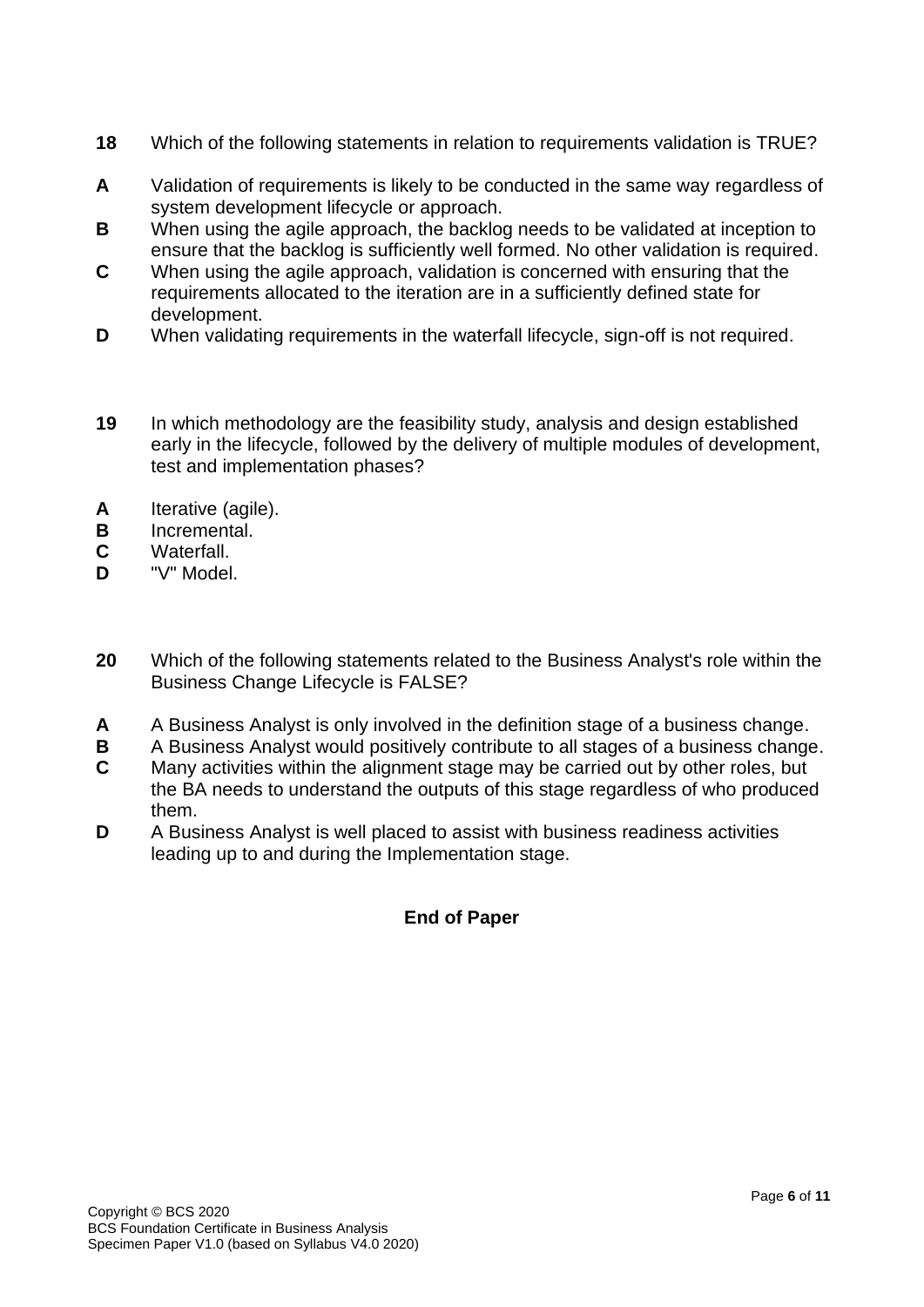**18** Which of the following statements in relation to requirements validation is TRUE?

**A** Validation of requirements is likely to be conducted in the same way regardless of system development lifecycle or approach.
**B** When using the agile approach, the backlog needs to be validated at inception to ensure that the backlog is sufficiently well formed. No other validation is required.
**C** When using the agile approach, validation is concerned with ensuring that the requirements allocated to the iteration are in a sufficiently defined state for development.
**D** When validating requirements in the waterfall lifecycle, sign-off is not required.

**19** In which methodology are the feasibility study, analysis and design established early in the lifecycle, followed by the delivery of multiple modules of development, test and implementation phases?

**A** Iterative (agile).
**B** Incremental.
**C** Waterfall.
**D** "V" Model.

**20** Which of the following statements related to the Business Analyst's role within the Business Change Lifecycle is FALSE?

**A** A Business Analyst is only involved in the definition stage of a business change.
**B** A Business Analyst would positively contribute to all stages of a business change.
**C** Many activities within the alignment stage may be carried out by other roles, but the BA needs to understand the outputs of this stage regardless of who produced them.
**D** A Business Analyst is well placed to assist with business readiness activities leading up to and during the Implementation stage.

**End of Paper**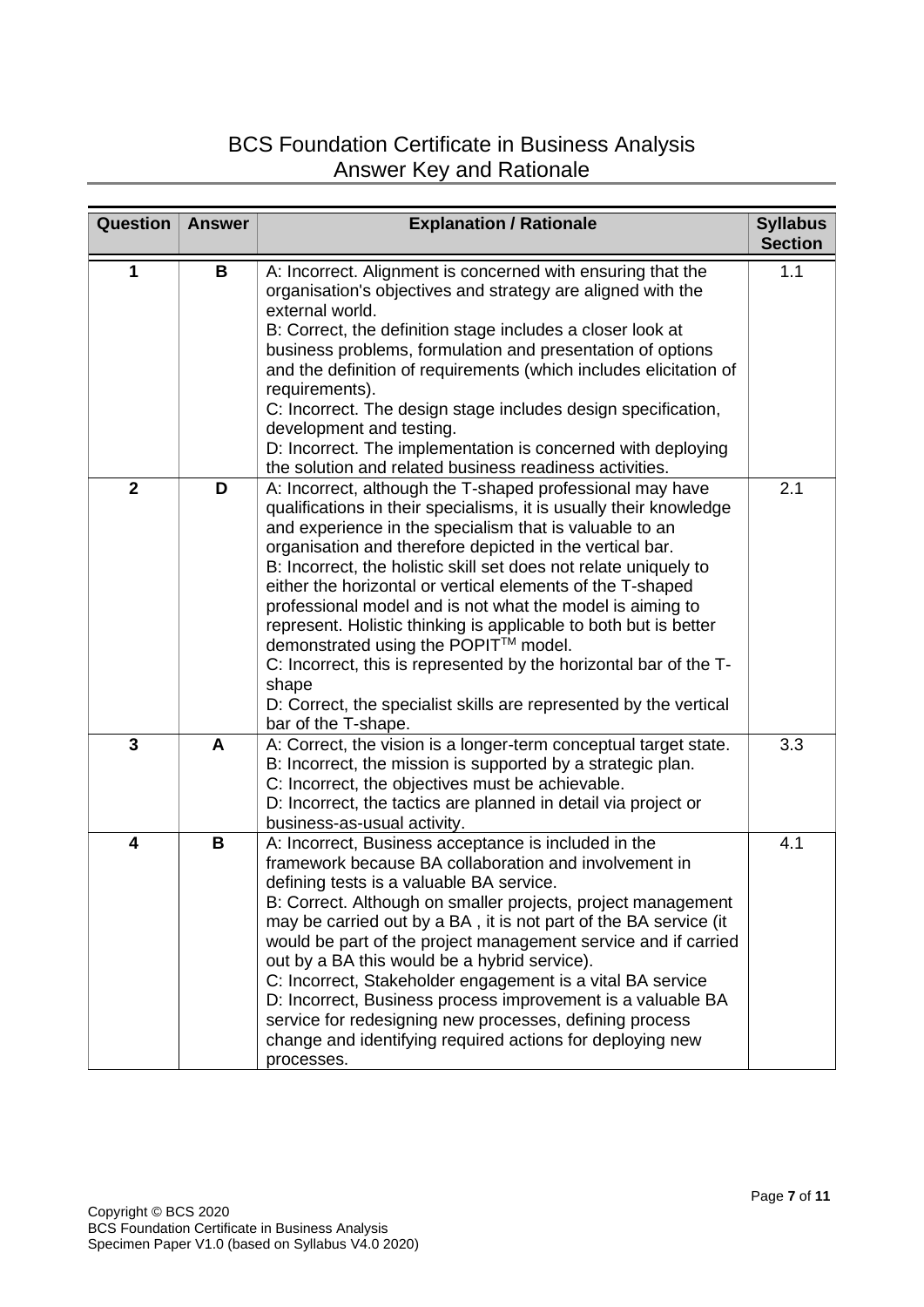# BCS Foundation Certificate in Business Analysis
## Answer Key and Rationale

| Question | Answer | Explanation / Rationale | Syllabus Section |
|---|---|---|---|
| 1 | B | A: Incorrect. Alignment is concerned with ensuring that the organisation's objectives and strategy are aligned with the external world.<br>B: Correct, the definition stage includes a closer look at business problems, formulation and presentation of options and the definition of requirements (which includes elicitation of requirements).<br>C: Incorrect. The design stage includes design specification, development and testing.<br>D: Incorrect. The implementation is concerned with deploying the solution and related business readiness activities. | 1.1 |
| 2 | D | A: Incorrect, although the T-shaped professional may have qualifications in their specialisms, it is usually their knowledge and experience in the specialism that is valuable to an organisation and therefore depicted in the vertical bar.<br>B: Incorrect, the holistic skill set does not relate uniquely to either the horizontal or vertical elements of the T-shaped professional model and is not what the model is aiming to represent. Holistic thinking is applicable to both but is better demonstrated using the POPIT™ model.<br>C: Incorrect, this is represented by the horizontal bar of the T-shape<br>D: Correct, the specialist skills are represented by the vertical bar of the T-shape. | 2.1 |
| 3 | A | A: Correct, the vision is a longer-term conceptual target state.<br>B: Incorrect, the mission is supported by a strategic plan.<br>C: Incorrect, the objectives must be achievable.<br>D: Incorrect, the tactics are planned in detail via project or business-as-usual activity. | 3.3 |
| 4 | B | A: Incorrect, Business acceptance is included in the framework because BA collaboration and involvement in defining tests is a valuable BA service.<br>B: Correct. Although on smaller projects, project management may be carried out by a BA , it is not part of the BA service (it would be part of the project management service and if carried out by a BA this would be a hybrid service).<br>C: Incorrect, Stakeholder engagement is a vital BA service<br>D: Incorrect, Business process improvement is a valuable BA service for redesigning new processes, defining process change and identifying required actions for deploying new processes. | 4.1 |

Copyright © BCS 2020
BCS Foundation Certificate in Business Analysis
Specimen Paper V1.0 (based on Syllabus V4.0 2020)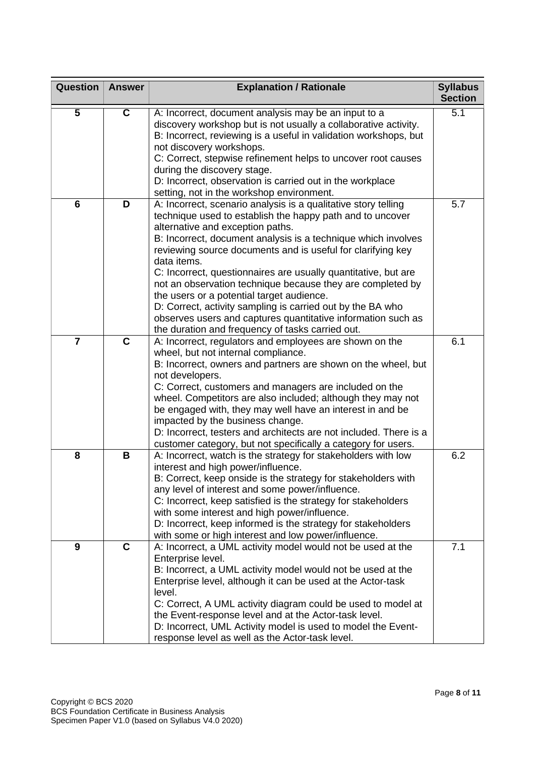| Question | Answer | Explanation / Rationale | Syllabus Section |
|---|---|---|---|
| 5 | C | A: Incorrect, document analysis may be an input to a discovery workshop but is not usually a collaborative activity.<br>B: Incorrect, reviewing is a useful in validation workshops, but not discovery workshops.<br>C: Correct, stepwise refinement helps to uncover root causes during the discovery stage.<br>D: Incorrect, observation is carried out in the workplace setting, not in the workshop environment. | 5.1 |
| 6 | D | A: Incorrect, scenario analysis is a qualitative story telling technique used to establish the happy path and to uncover alternative and exception paths.<br>B: Incorrect, document analysis is a technique which involves reviewing source documents and is useful for clarifying key data items.<br>C: Incorrect, questionnaires are usually quantitative, but are not an observation technique because they are completed by the users or a potential target audience.<br>D: Correct, activity sampling is carried out by the BA who observes users and captures quantitative information such as the duration and frequency of tasks carried out. | 5.7 |
| 7 | C | A: Incorrect, regulators and employees are shown on the wheel, but not internal compliance.<br>B: Incorrect, owners and partners are shown on the wheel, but not developers.<br>C: Correct, customers and managers are included on the wheel. Competitors are also included; although they may not be engaged with, they may well have an interest in and be impacted by the business change.<br>D: Incorrect, testers and architects are not included. There is a customer category, but not specifically a category for users. | 6.1 |
| 8 | B | A: Incorrect, watch is the strategy for stakeholders with low interest and high power/influence.<br>B: Correct, keep onside is the strategy for stakeholders with any level of interest and some power/influence.<br>C: Incorrect, keep satisfied is the strategy for stakeholders with some interest and high power/influence.<br>D: Incorrect, keep informed is the strategy for stakeholders with some or high interest and low power/influence. | 6.2 |
| 9 | C | A: Incorrect, a UML activity model would not be used at the Enterprise level.<br>B: Incorrect, a UML activity model would not be used at the Enterprise level, although it can be used at the Actor-task level.<br>C: Correct, A UML activity diagram could be used to model at the Event-response level and at the Actor-task level.<br>D: Incorrect, UML Activity model is used to model the Event-response level as well as the Actor-task level. | 7.1 |

Copyright © BCS 2020
BCS Foundation Certificate in Business Analysis
Specimen Paper V1.0 (based on Syllabus V4.0 2020)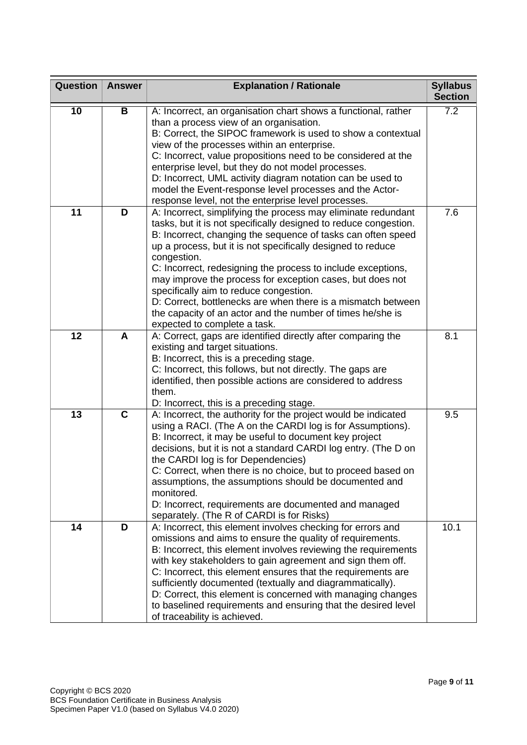| Question | Answer | Explanation / Rationale | Syllabus Section |
|---|---|---|---|
| 10 | B | A: Incorrect, an organisation chart shows a functional, rather than a process view of an organisation.<br>B: Correct, the SIPOC framework is used to show a contextual view of the processes within an enterprise.<br>C: Incorrect, value propositions need to be considered at the enterprise level, but they do not model processes.<br>D: Incorrect, UML activity diagram notation can be used to model the Event-response level processes and the Actor-response level, not the enterprise level processes. | 7.2 |
| 11 | D | A: Incorrect, simplifying the process may eliminate redundant tasks, but it is not specifically designed to reduce congestion.<br>B: Incorrect, changing the sequence of tasks can often speed up a process, but it is not specifically designed to reduce congestion.<br>C: Incorrect, redesigning the process to include exceptions, may improve the process for exception cases, but does not specifically aim to reduce congestion.<br>D: Correct, bottlenecks are when there is a mismatch between the capacity of an actor and the number of times he/she is expected to complete a task. | 7.6 |
| 12 | A | A: Correct, gaps are identified directly after comparing the existing and target situations.<br>B: Incorrect, this is a preceding stage.<br>C: Incorrect, this follows, but not directly. The gaps are identified, then possible actions are considered to address them.<br>D: Incorrect, this is a preceding stage. | 8.1 |
| 13 | C | A: Incorrect, the authority for the project would be indicated using a RACI. (The A on the CARDI log is for Assumptions).<br>B: Incorrect, it may be useful to document key project decisions, but it is not a standard CARDI log entry. (The D on the CARDI log is for Dependencies)<br>C: Correct, when there is no choice, but to proceed based on assumptions, the assumptions should be documented and monitored.<br>D: Incorrect, requirements are documented and managed separately. (The R of CARDI is for Risks) | 9.5 |
| 14 | D | A: Incorrect, this element involves checking for errors and omissions and aims to ensure the quality of requirements.<br>B: Incorrect, this element involves reviewing the requirements with key stakeholders to gain agreement and sign them off.<br>C: Incorrect, this element ensures that the requirements are sufficiently documented (textually and diagrammatically).<br>D: Correct, this element is concerned with managing changes to baselined requirements and ensuring that the desired level of traceability is achieved. | 10.1 |

Copyright © BCS 2020
BCS Foundation Certificate in Business Analysis
Specimen Paper V1.0 (based on Syllabus V4.0 2020)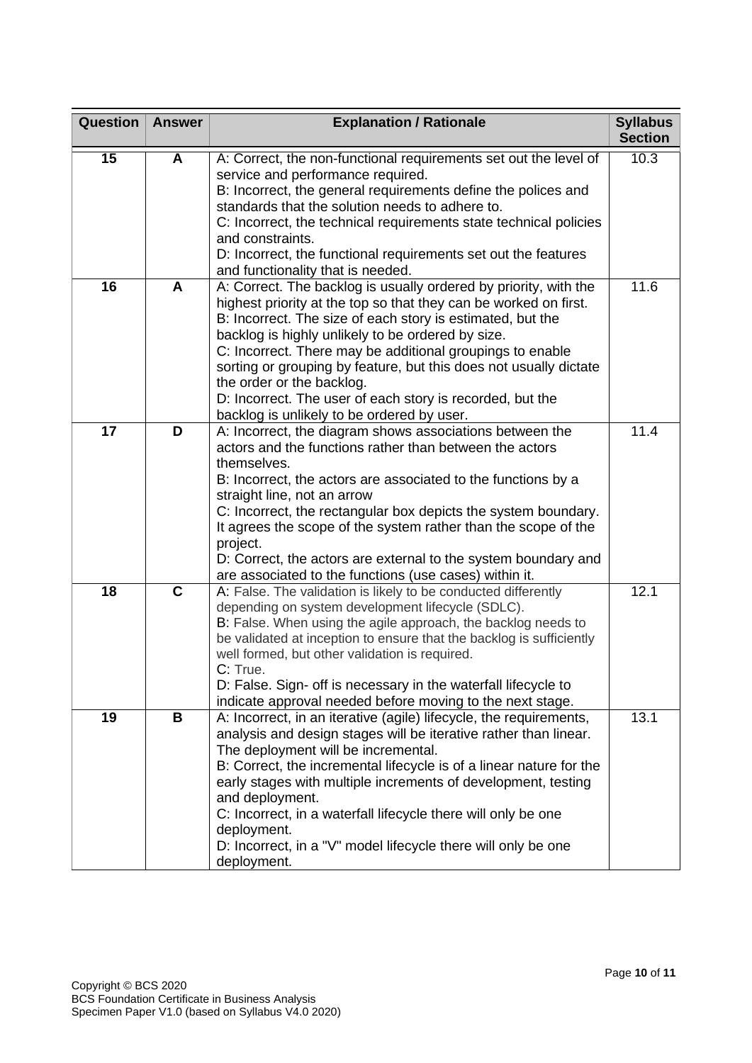| Question | Answer | Explanation / Rationale | Syllabus Section |
| --- | --- | --- | --- |
| 15 | A | A: Correct, the non-functional requirements set out the level of service and performance required.<br>B: Incorrect, the general requirements define the polices and standards that the solution needs to adhere to.<br>C: Incorrect, the technical requirements state technical policies and constraints.<br>D: Incorrect, the functional requirements set out the features and functionality that is needed. | 10.3 |
| 16 | A | A: Correct. The backlog is usually ordered by priority, with the highest priority at the top so that they can be worked on first.<br>B: Incorrect. The size of each story is estimated, but the backlog is highly unlikely to be ordered by size.<br>C: Incorrect. There may be additional groupings to enable sorting or grouping by feature, but this does not usually dictate the order or the backlog.<br>D: Incorrect. The user of each story is recorded, but the backlog is unlikely to be ordered by user. | 11.6 |
| 17 | D | A: Incorrect, the diagram shows associations between the actors and the functions rather than between the actors themselves.<br>B: Incorrect, the actors are associated to the functions by a straight line, not an arrow<br>C: Incorrect, the rectangular box depicts the system boundary. It agrees the scope of the system rather than the scope of the project.<br>D: Correct, the actors are external to the system boundary and are associated to the functions (use cases) within it. | 11.4 |
| 18 | C | A: False. The validation is likely to be conducted differently depending on system development lifecycle (SDLC).<br>B: False. When using the agile approach, the backlog needs to be validated at inception to ensure that the backlog is sufficiently well formed, but other validation is required.<br>C: True.<br>D: False. Sign- off is necessary in the waterfall lifecycle to indicate approval needed before moving to the next stage. | 12.1 |
| 19 | B | A: Incorrect, in an iterative (agile) lifecycle, the requirements, analysis and design stages will be iterative rather than linear. The deployment will be incremental.<br>B: Correct, the incremental lifecycle is of a linear nature for the early stages with multiple increments of development, testing and deployment.<br>C: Incorrect, in a waterfall lifecycle there will only be one deployment.<br>D: Incorrect, in a "V" model lifecycle there will only be one deployment. | 13.1 |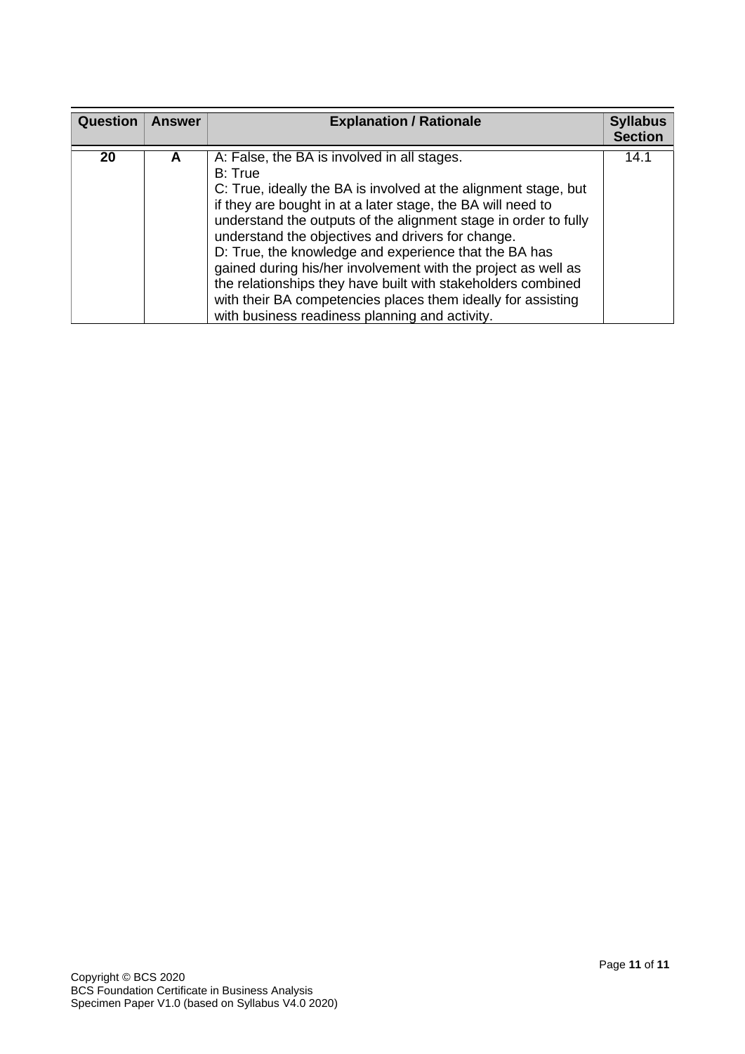| Question | Answer | Explanation / Rationale | Syllabus Section |
|---|---|---|---|
| 20 | A | A: False, the BA is involved in all stages.<br>B: True<br>C: True, ideally the BA is involved at the alignment stage, but if they are bought in at a later stage, the BA will need to understand the outputs of the alignment stage in order to fully understand the objectives and drivers for change.<br>D: True, the knowledge and experience that the BA has gained during his/her involvement with the project as well as the relationships they have built with stakeholders combined with their BA competencies places them ideally for assisting with business readiness planning and activity. | 14.1 |

Copyright © BCS 2020
BCS Foundation Certificate in Business Analysis
Specimen Paper V1.0 (based on Syllabus V4.0 2020)